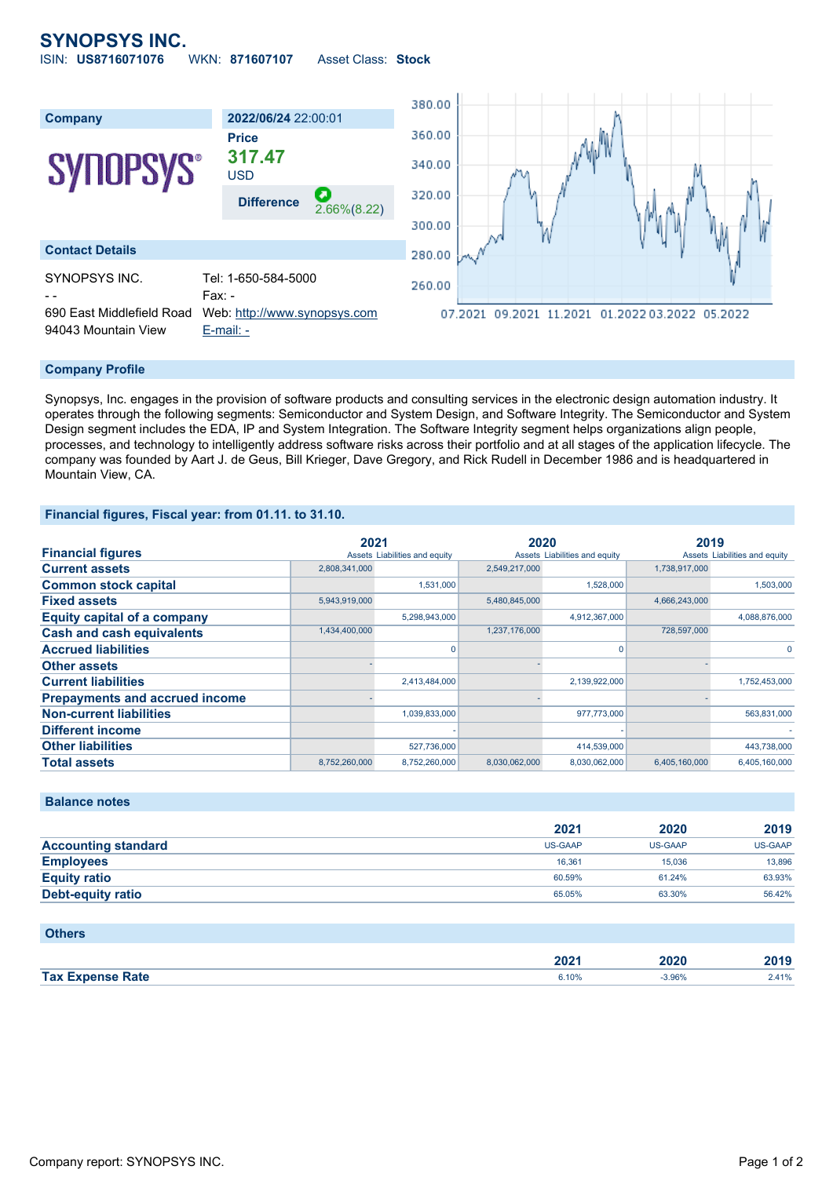# SYNOPSYS INC.

ISIN: **US8716071076** WKN: **871607107** Asset Class: **Stock**

## Company

**2022/06/24** 22:00:01

**Price**

**317.47**

USD

**Difference** 2.66%(8.22)

## Contact Details

SYNOPSYS INC.

- -

690 East Middlefield Road

94043 Mountain View

Tel: 1-650-584-5000

Fax: -

Web: http://www.synopsys.com

E-mail: -

## Company Profile

Synopsys, Inc. engages in the provision of software products and consulting services in the electronic design automation industry. It operates through the following segments: Semiconductor and System Design, and Software Integrity. The Semiconductor and System Design segment includes the EDA, IP and System Integration. The Software Integrity segment helps organizations align people, processes, and technology to intelligently address software risks across their portfolio and at all stages of the application lifecycle. The company was founded by Aart J. de Geus, Bill Krieger, Dave Gregory, and Rick Rudell in December 1986 and is headquartered in Mountain View, CA.

## Financial figures, Fiscal year: from 01.11. to 31.10.

| Financial figures | 2021 | | 2020 | | 2019 | |
|---|---|---|---|---|---|---|
| | Assets | Liabilities and equity | Assets | Liabilities and equity | Assets | Liabilities and equity |
| **Current assets** | 2,808,341,000 | | 2,549,217,000 | | 1,738,917,000 | |
| **Common stock capital** | | 1,531,000 | | 1,528,000 | | 1,503,000 |
| **Fixed assets** | 5,943,919,000 | | 5,480,845,000 | | 4,666,243,000 | |
| **Equity capital of a company** | | 5,298,943,000 | | 4,912,367,000 | | 4,088,876,000 |
| **Cash and cash equivalents** | 1,434,400,000 | | 1,237,176,000 | | 728,597,000 | |
| **Accrued liabilities** | | 0 | | 0 | | 0 |
| **Other assets** | - | | - | | - | |
| **Current liabilities** | | 2,413,484,000 | | 2,139,922,000 | | 1,752,453,000 |
| **Prepayments and accrued income** | - | | - | | - | |
| **Non-current liabilities** | | 1,039,833,000 | | 977,773,000 | | 563,831,000 |
| **Different income** | | - | | - | | - |
| **Other liabilities** | | 527,736,000 | | 414,539,000 | | 443,738,000 |
| **Total assets** | 8,752,260,000 | 8,752,260,000 | 8,030,062,000 | 8,030,062,000 | 6,405,160,000 | 6,405,160,000 |

## Balance notes

| | 2021 | 2020 | 2019 |
|---|---|---|---|
| **Accounting standard** | US-GAAP | US-GAAP | US-GAAP |
| **Employees** | 16,361 | 15,036 | 13,896 |
| **Equity ratio** | 60.59% | 61.24% | 63.93% |
| **Debt-equity ratio** | 65.05% | 63.30% | 56.42% |

## Others

| | 2021 | 2020 | 2019 |
|---|---|---|---|
| **Tax Expense Rate** | 6.10% | -3.96% | 2.41% |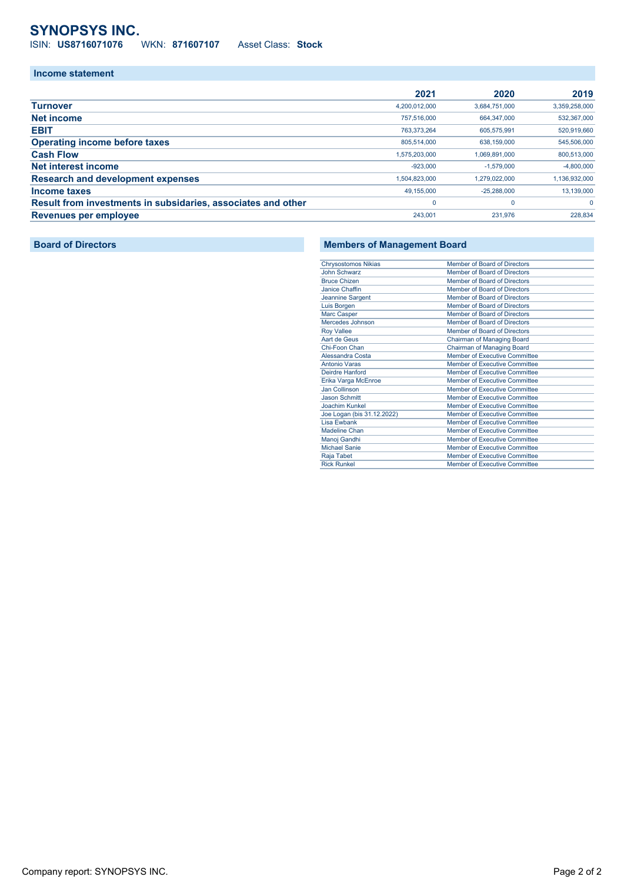# SYNOPSYS INC.

ISIN: **US8716071076** WKN: **871607107** Asset Class: **Stock**

## Income statement

| | 2021 | 2020 | 2019 |
|---|---|---|---|
| **Turnover** | 4,200,012,000 | 3,684,751,000 | 3,359,258,000 |
| **Net income** | 757,516,000 | 664,347,000 | 532,367,000 |
| **EBIT** | 763,373,264 | 605,575,991 | 520,919,660 |
| **Operating income before taxes** | 805,514,000 | 638,159,000 | 545,506,000 |
| **Cash Flow** | 1,575,203,000 | 1,069,891,000 | 800,513,000 |
| **Net interest income** | -923,000 | -1,579,000 | -4,800,000 |
| **Research and development expenses** | 1,504,823,000 | 1,279,022,000 | 1,136,932,000 |
| **Income taxes** | 49,155,000 | -25,288,000 | 13,139,000 |
| **Result from investments in subsidaries, associates and other** | 0 | 0 | 0 |
| **Revenues per employee** | 243,001 | 231,976 | 228,834 |

## Board of Directors

## Members of Management Board

| | |
|---|---|
| Chrysostomos Nikias | Member of Board of Directors |
| John Schwarz | Member of Board of Directors |
| Bruce Chizen | Member of Board of Directors |
| Janice Chaffin | Member of Board of Directors |
| Jeannine Sargent | Member of Board of Directors |
| Luis Borgen | Member of Board of Directors |
| Marc Casper | Member of Board of Directors |
| Mercedes Johnson | Member of Board of Directors |
| Roy Vallee | Member of Board of Directors |
| Aart de Geus | Chairman of Managing Board |
| Chi-Foon Chan | Chairman of Managing Board |
| Alessandra Costa | Member of Executive Committee |
| Antonio Varas | Member of Executive Committee |
| Deirdre Hanford | Member of Executive Committee |
| Erika Varga McEnroe | Member of Executive Committee |
| Jan Collinson | Member of Executive Committee |
| Jason Schmitt | Member of Executive Committee |
| Joachim Kunkel | Member of Executive Committee |
| Joe Logan (bis 31.12.2022) | Member of Executive Committee |
| Lisa Ewbank | Member of Executive Committee |
| Madeline Chan | Member of Executive Committee |
| Manoj Gandhi | Member of Executive Committee |
| Michael Sanie | Member of Executive Committee |
| Raja Tabet | Member of Executive Committee |
| Rick Runkel | Member of Executive Committee |